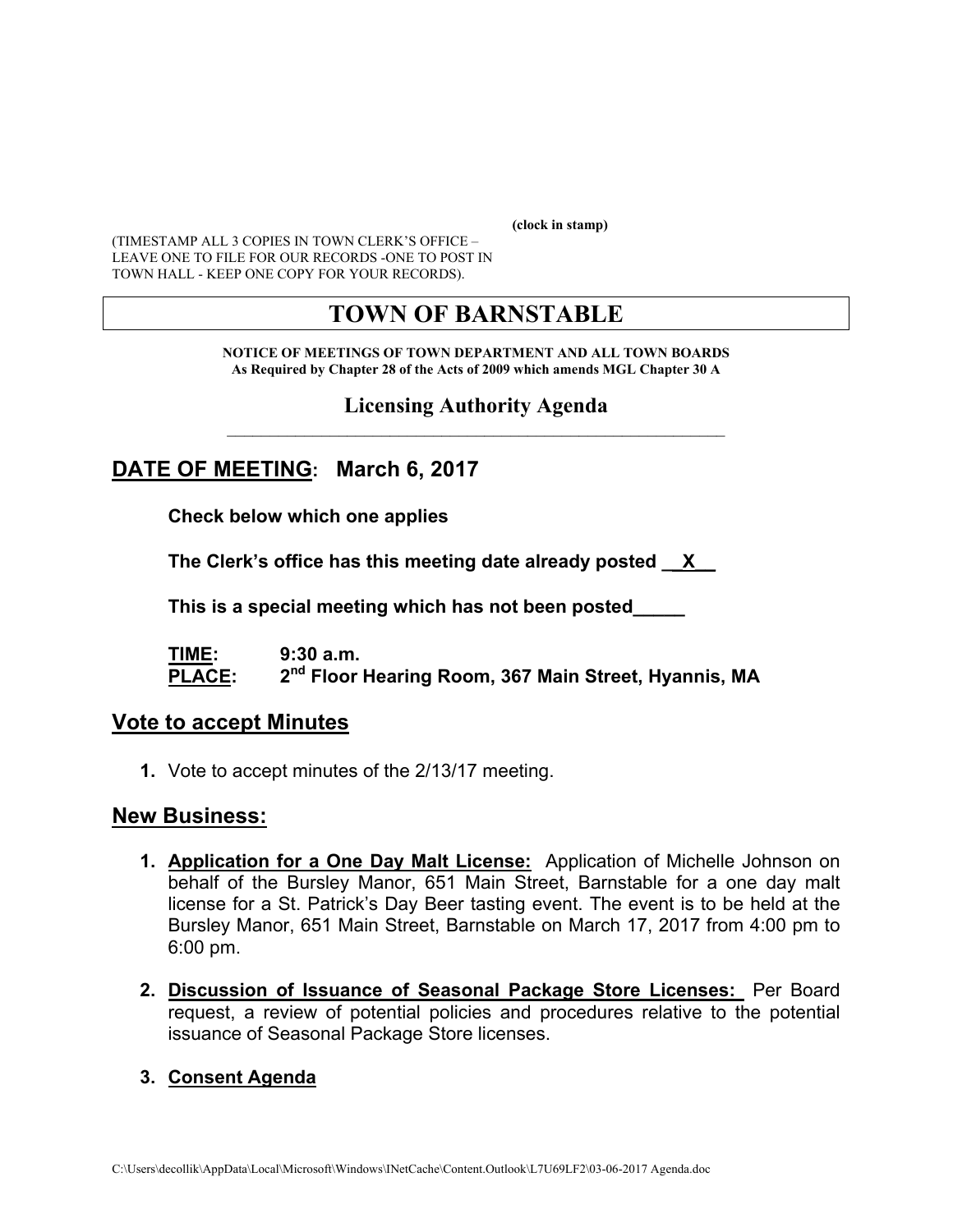(clock in stamp)

(TIMESTAMP ALL 3 COPIES IN TOWN CLERK'S OFFICE – LEAVE ONE TO FILE FOR OUR RECORDS -ONE TO POST IN TOWN HALL - KEEP ONE COPY FOR YOUR RECORDS).

# TOWN OF BARNSTABLE

**NOTICE OF MEETINGS OF TOWN DEPARTMENT AND ALL TOWN BOARDS**
**As Required by Chapter 28 of the Acts of 2009 which amends MGL Chapter 30 A**

## Licensing Authority Agenda

## DATE OF MEETING: March 6, 2017

**Check below which one applies**

**The Clerk's office has this meeting date already posted __X__**

**This is a special meeting which has not been posted_____**

**TIME:** 9:30 a.m.
**PLACE:** 2nd Floor Hearing Room, 367 Main Street, Hyannis, MA

## Vote to accept Minutes

1. Vote to accept minutes of the 2/13/17 meeting.

## New Business:

1. **Application for a One Day Malt License:** Application of Michelle Johnson on behalf of the Bursley Manor, 651 Main Street, Barnstable for a one day malt license for a St. Patrick's Day Beer tasting event. The event is to be held at the Bursley Manor, 651 Main Street, Barnstable on March 17, 2017 from 4:00 pm to 6:00 pm.

2. **Discussion of Issuance of Seasonal Package Store Licenses:** Per Board request, a review of potential policies and procedures relative to the potential issuance of Seasonal Package Store licenses.

3. **Consent Agenda**

C:\Users\decollik\AppData\Local\Microsoft\Windows\INetCache\Content.Outlook\L7U69LF2\03-06-2017 Agenda.doc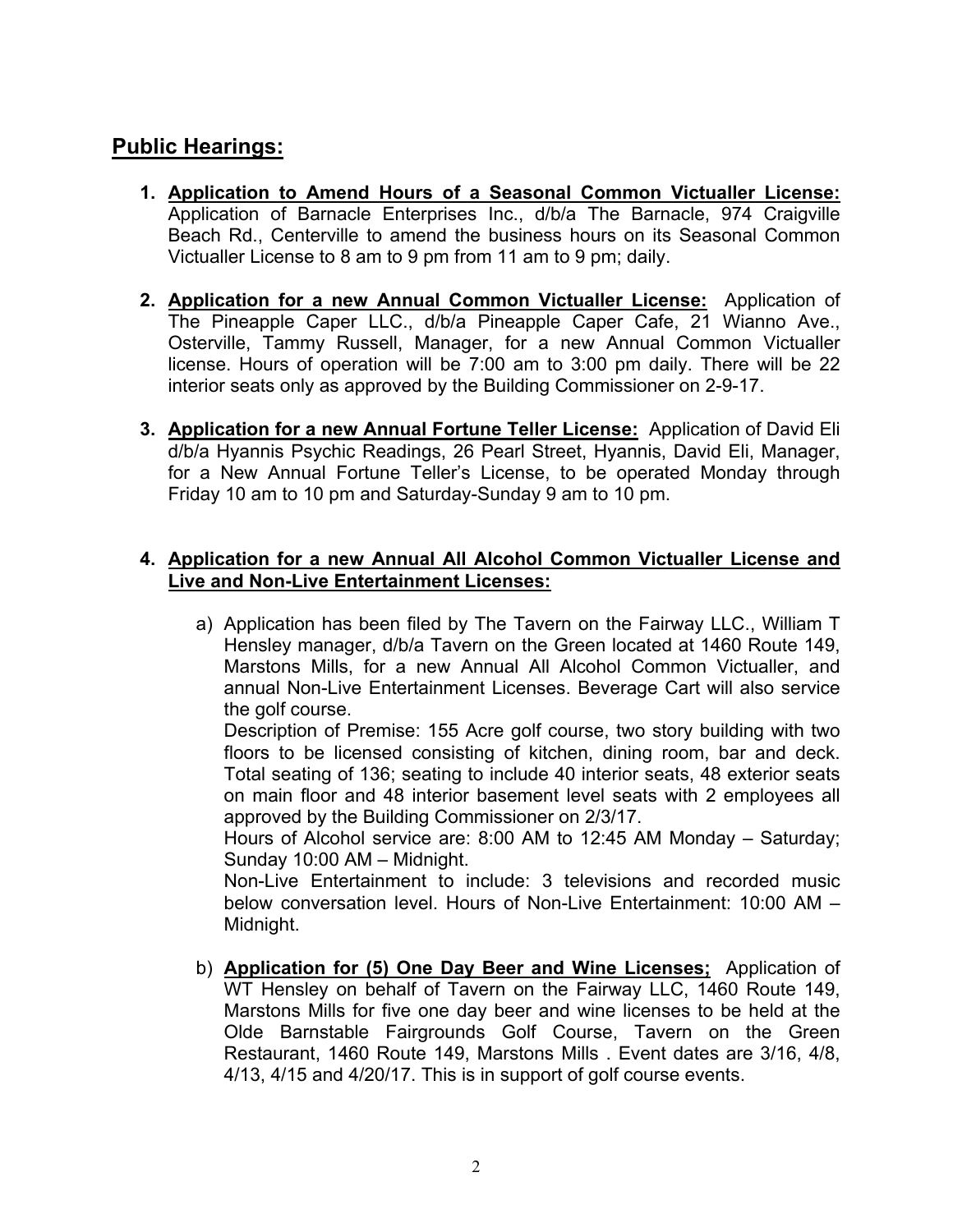## Public Hearings:

1. **Application to Amend Hours of a Seasonal Common Victualler License:** Application of Barnacle Enterprises Inc., d/b/a The Barnacle, 974 Craigville Beach Rd., Centerville to amend the business hours on its Seasonal Common Victualler License to 8 am to 9 pm from 11 am to 9 pm; daily.

2. **Application for a new Annual Common Victualler License:** Application of The Pineapple Caper LLC., d/b/a Pineapple Caper Cafe, 21 Wianno Ave., Osterville, Tammy Russell, Manager, for a new Annual Common Victualler license. Hours of operation will be 7:00 am to 3:00 pm daily. There will be 22 interior seats only as approved by the Building Commissioner on 2-9-17.

3. **Application for a new Annual Fortune Teller License:** Application of David Eli d/b/a Hyannis Psychic Readings, 26 Pearl Street, Hyannis, David Eli, Manager, for a New Annual Fortune Teller's License, to be operated Monday through Friday 10 am to 10 pm and Saturday-Sunday 9 am to 10 pm.

4. **Application for a new Annual All Alcohol Common Victualler License and Live and Non-Live Entertainment Licenses:**

   a) Application has been filed by The Tavern on the Fairway LLC., William T Hensley manager, d/b/a Tavern on the Green located at 1460 Route 149, Marstons Mills, for a new Annual All Alcohol Common Victualler, and annual Non-Live Entertainment Licenses. Beverage Cart will also service the golf course.
   Description of Premise: 155 Acre golf course, two story building with two floors to be licensed consisting of kitchen, dining room, bar and deck. Total seating of 136; seating to include 40 interior seats, 48 exterior seats on main floor and 48 interior basement level seats with 2 employees all approved by the Building Commissioner on 2/3/17.
   Hours of Alcohol service are: 8:00 AM to 12:45 AM Monday – Saturday; Sunday 10:00 AM – Midnight.
   Non-Live Entertainment to include: 3 televisions and recorded music below conversation level. Hours of Non-Live Entertainment: 10:00 AM – Midnight.

   b) **Application for (5) One Day Beer and Wine Licenses;** Application of WT Hensley on behalf of Tavern on the Fairway LLC, 1460 Route 149, Marstons Mills for five one day beer and wine licenses to be held at the Olde Barnstable Fairgrounds Golf Course, Tavern on the Green Restaurant, 1460 Route 149, Marstons Mills . Event dates are 3/16, 4/8, 4/13, 4/15 and 4/20/17. This is in support of golf course events.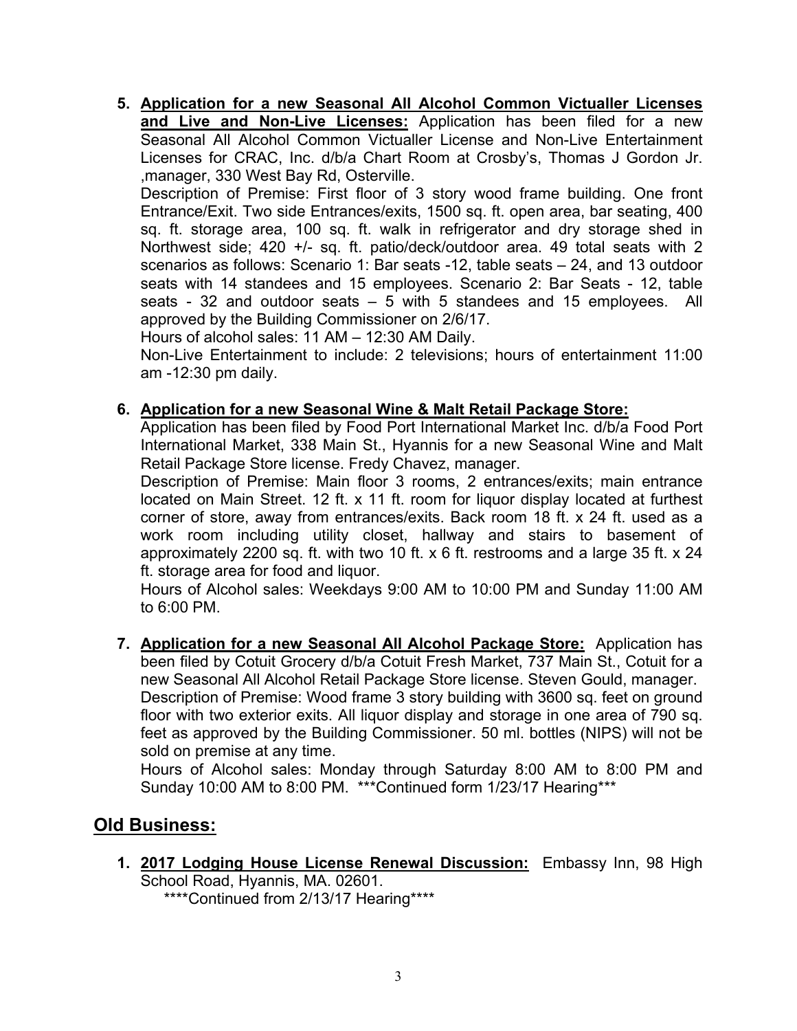5. **Application for a new Seasonal All Alcohol Common Victualler Licenses and Live and Non-Live Licenses:** Application has been filed for a new Seasonal All Alcohol Common Victualler License and Non-Live Entertainment Licenses for CRAC, Inc. d/b/a Chart Room at Crosby's, Thomas J Gordon Jr. ,manager, 330 West Bay Rd, Osterville.
   Description of Premise: First floor of 3 story wood frame building. One front Entrance/Exit. Two side Entrances/exits, 1500 sq. ft. open area, bar seating, 400 sq. ft. storage area, 100 sq. ft. walk in refrigerator and dry storage shed in Northwest side; 420 +/- sq. ft. patio/deck/outdoor area. 49 total seats with 2 scenarios as follows: Scenario 1: Bar seats -12, table seats – 24, and 13 outdoor seats with 14 standees and 15 employees. Scenario 2: Bar Seats - 12, table seats - 32 and outdoor seats – 5 with 5 standees and 15 employees. All approved by the Building Commissioner on 2/6/17.
   Hours of alcohol sales: 11 AM – 12:30 AM Daily.
   Non-Live Entertainment to include: 2 televisions; hours of entertainment 11:00 am -12:30 pm daily.

6. **Application for a new Seasonal Wine & Malt Retail Package Store:**
   Application has been filed by Food Port International Market Inc. d/b/a Food Port International Market, 338 Main St., Hyannis for a new Seasonal Wine and Malt Retail Package Store license. Fredy Chavez, manager.
   Description of Premise: Main floor 3 rooms, 2 entrances/exits; main entrance located on Main Street. 12 ft. x 11 ft. room for liquor display located at furthest corner of store, away from entrances/exits. Back room 18 ft. x 24 ft. used as a work room including utility closet, hallway and stairs to basement of approximately 2200 sq. ft. with two 10 ft. x 6 ft. restrooms and a large 35 ft. x 24 ft. storage area for food and liquor.
   Hours of Alcohol sales: Weekdays 9:00 AM to 10:00 PM and Sunday 11:00 AM to 6:00 PM.

7. **Application for a new Seasonal All Alcohol Package Store:** Application has been filed by Cotuit Grocery d/b/a Cotuit Fresh Market, 737 Main St., Cotuit for a new Seasonal All Alcohol Retail Package Store license. Steven Gould, manager.
   Description of Premise: Wood frame 3 story building with 3600 sq. feet on ground floor with two exterior exits. All liquor display and storage in one area of 790 sq. feet as approved by the Building Commissioner. 50 ml. bottles (NIPS) will not be sold on premise at any time.
   Hours of Alcohol sales: Monday through Saturday 8:00 AM to 8:00 PM and Sunday 10:00 AM to 8:00 PM. ***Continued form 1/23/17 Hearing***

## Old Business:

1. **2017 Lodging House License Renewal Discussion:** Embassy Inn, 98 High School Road, Hyannis, MA. 02601.
   ****Continued from 2/13/17 Hearing****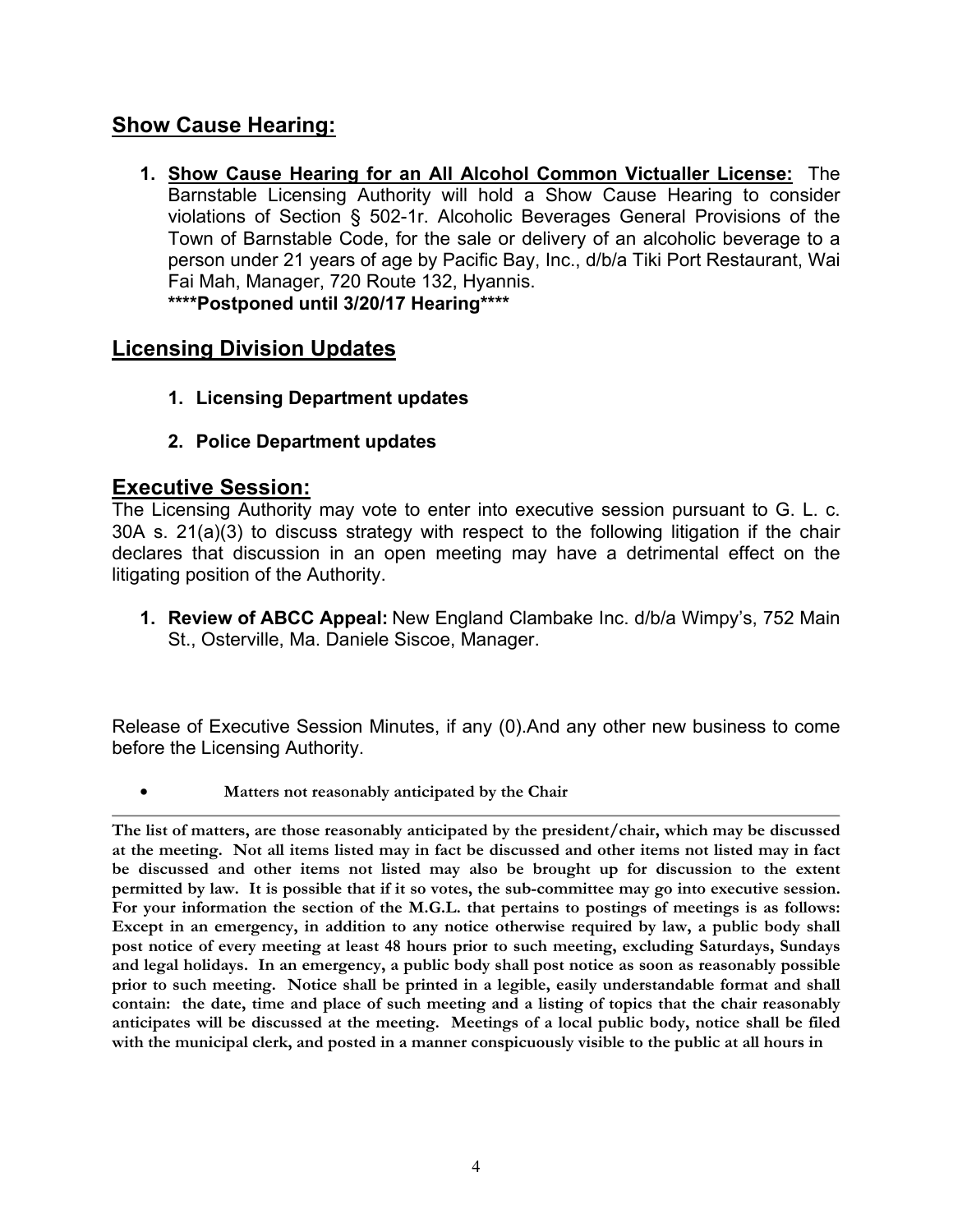## Show Cause Hearing:

1. **Show Cause Hearing for an All Alcohol Common Victualler License:** The Barnstable Licensing Authority will hold a Show Cause Hearing to consider violations of Section § 502-1r. Alcoholic Beverages General Provisions of the Town of Barnstable Code, for the sale or delivery of an alcoholic beverage to a person under 21 years of age by Pacific Bay, Inc., d/b/a Tiki Port Restaurant, Wai Fai Mah, Manager, 720 Route 132, Hyannis.
   **\*\*\*\*Postponed until 3/20/17 Hearing\*\*\*\***

## Licensing Division Updates

1. **Licensing Department updates**
2. **Police Department updates**

## Executive Session:

The Licensing Authority may vote to enter into executive session pursuant to G. L. c. 30A s. 21(a)(3) to discuss strategy with respect to the following litigation if the chair declares that discussion in an open meeting may have a detrimental effect on the litigating position of the Authority.

1. **Review of ABCC Appeal:** New England Clambake Inc. d/b/a Wimpy's, 752 Main St., Osterville, Ma. Daniele Siscoe, Manager.

Release of Executive Session Minutes, if any (0).And any other new business to come before the Licensing Authority.

- **Matters not reasonably anticipated by the Chair**

---

**The list of matters, are those reasonably anticipated by the president/chair, which may be discussed at the meeting. Not all items listed may in fact be discussed and other items not listed may in fact be discussed and other items not listed may also be brought up for discussion to the extent permitted by law. It is possible that if it so votes, the sub-committee may go into executive session. For your information the section of the M.G.L. that pertains to postings of meetings is as follows: Except in an emergency, in addition to any notice otherwise required by law, a public body shall post notice of every meeting at least 48 hours prior to such meeting, excluding Saturdays, Sundays and legal holidays. In an emergency, a public body shall post notice as soon as reasonably possible prior to such meeting. Notice shall be printed in a legible, easily understandable format and shall contain: the date, time and place of such meeting and a listing of topics that the chair reasonably anticipates will be discussed at the meeting. Meetings of a local public body, notice shall be filed with the municipal clerk, and posted in a manner conspicuously visible to the public at all hours in**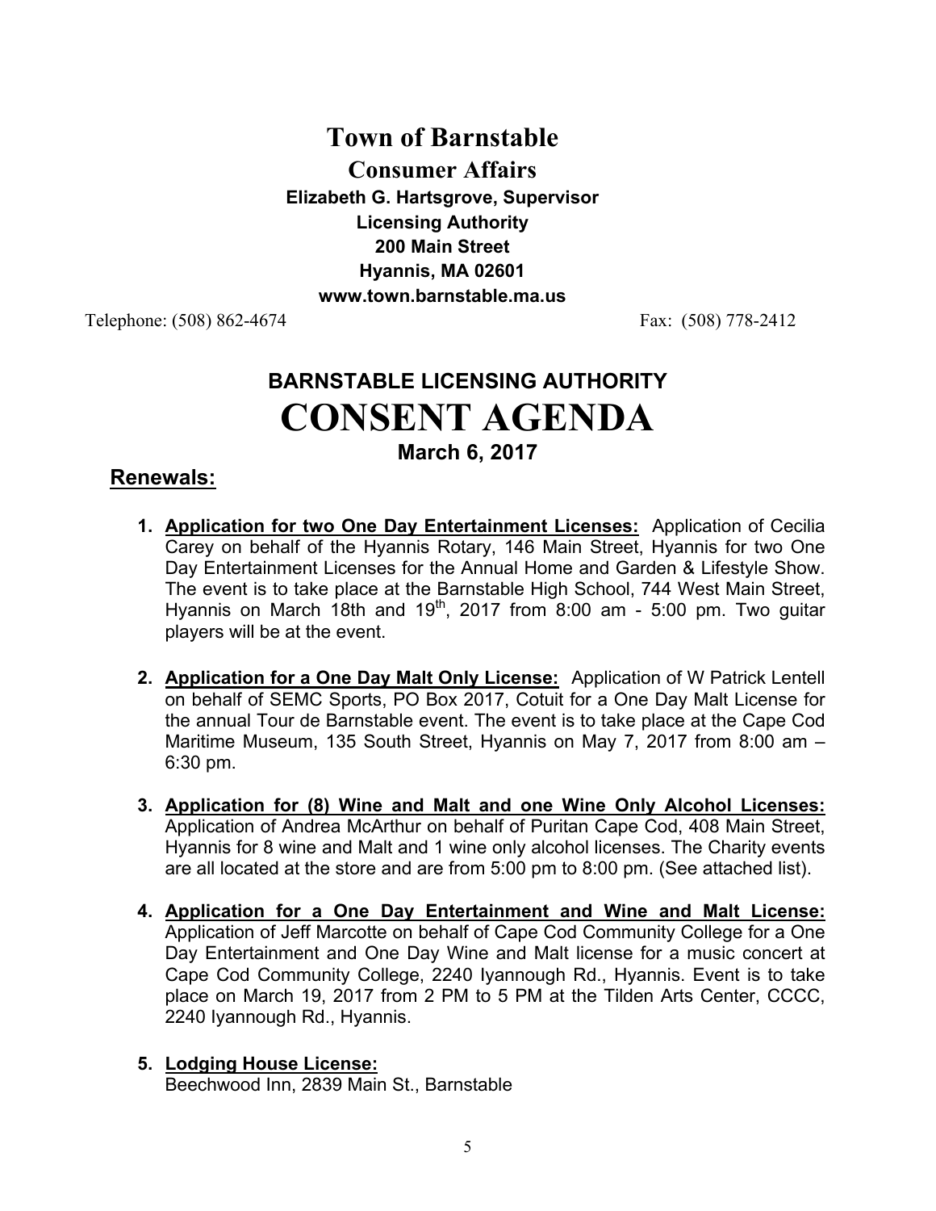# Town of Barnstable

## Consumer Affairs

**Elizabeth G. Hartsgrove, Supervisor**
**Licensing Authority**
**200 Main Street**
**Hyannis, MA 02601**
**www.town.barnstable.ma.us**

Telephone: (508) 862-4674 Fax: (508) 778-2412

## BARNSTABLE LICENSING AUTHORITY

# CONSENT AGENDA

**March 6, 2017**

### Renewals:

1. **Application for two One Day Entertainment Licenses:** Application of Cecilia Carey on behalf of the Hyannis Rotary, 146 Main Street, Hyannis for two One Day Entertainment Licenses for the Annual Home and Garden & Lifestyle Show. The event is to take place at the Barnstable High School, 744 West Main Street, Hyannis on March 18th and 19th, 2017 from 8:00 am - 5:00 pm. Two guitar players will be at the event.

2. **Application for a One Day Malt Only License:** Application of W Patrick Lentell on behalf of SEMC Sports, PO Box 2017, Cotuit for a One Day Malt License for the annual Tour de Barnstable event. The event is to take place at the Cape Cod Maritime Museum, 135 South Street, Hyannis on May 7, 2017 from 8:00 am – 6:30 pm.

3. **Application for (8) Wine and Malt and one Wine Only Alcohol Licenses:** Application of Andrea McArthur on behalf of Puritan Cape Cod, 408 Main Street, Hyannis for 8 wine and Malt and 1 wine only alcohol licenses. The Charity events are all located at the store and are from 5:00 pm to 8:00 pm. (See attached list).

4. **Application for a One Day Entertainment and Wine and Malt License:** Application of Jeff Marcotte on behalf of Cape Cod Community College for a One Day Entertainment and One Day Wine and Malt license for a music concert at Cape Cod Community College, 2240 Iyannough Rd., Hyannis. Event is to take place on March 19, 2017 from 2 PM to 5 PM at the Tilden Arts Center, CCCC, 2240 Iyannough Rd., Hyannis.

5. **Lodging House License:**
   Beechwood Inn, 2839 Main St., Barnstable